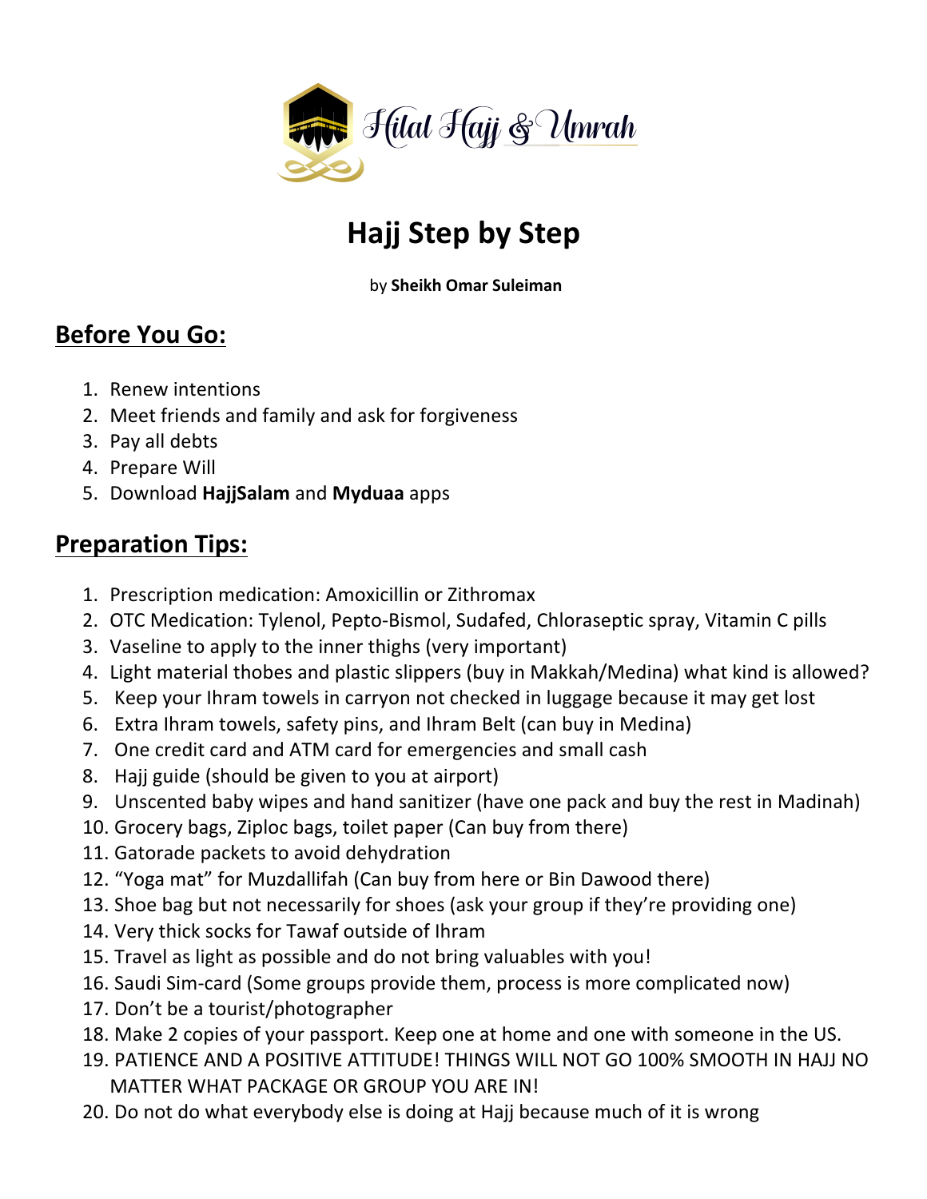Hilal Hajj & Umrah

# Hajj Step by Step

by **Sheikh Omar Suleiman**

## Before You Go:

1. Renew intentions
2. Meet friends and family and ask for forgiveness
3. Pay all debts
4. Prepare Will
5. Download **HajjSalam** and **Myduaa** apps

## Preparation Tips:

1. Prescription medication: Amoxicillin or Zithromax
2. OTC Medication: Tylenol, Pepto-Bismol, Sudafed, Chloraseptic spray, Vitamin C pills
3. Vaseline to apply to the inner thighs (very important)
4. Light material thobes and plastic slippers (buy in Makkah/Medina) what kind is allowed?
5. Keep your Ihram towels in carryon not checked in luggage because it may get lost
6. Extra Ihram towels, safety pins, and Ihram Belt (can buy in Medina)
7. One credit card and ATM card for emergencies and small cash
8. Hajj guide (should be given to you at airport)
9. Unscented baby wipes and hand sanitizer (have one pack and buy the rest in Madinah)
10. Grocery bags, Ziploc bags, toilet paper (Can buy from there)
11. Gatorade packets to avoid dehydration
12. "Yoga mat" for Muzdallifah (Can buy from here or Bin Dawood there)
13. Shoe bag but not necessarily for shoes (ask your group if they're providing one)
14. Very thick socks for Tawaf outside of Ihram
15. Travel as light as possible and do not bring valuables with you!
16. Saudi Sim-card (Some groups provide them, process is more complicated now)
17. Don't be a tourist/photographer
18. Make 2 copies of your passport. Keep one at home and one with someone in the US.
19. PATIENCE AND A POSITIVE ATTITUDE! THINGS WILL NOT GO 100% SMOOTH IN HAJJ NO MATTER WHAT PACKAGE OR GROUP YOU ARE IN!
20. Do not do what everybody else is doing at Hajj because much of it is wrong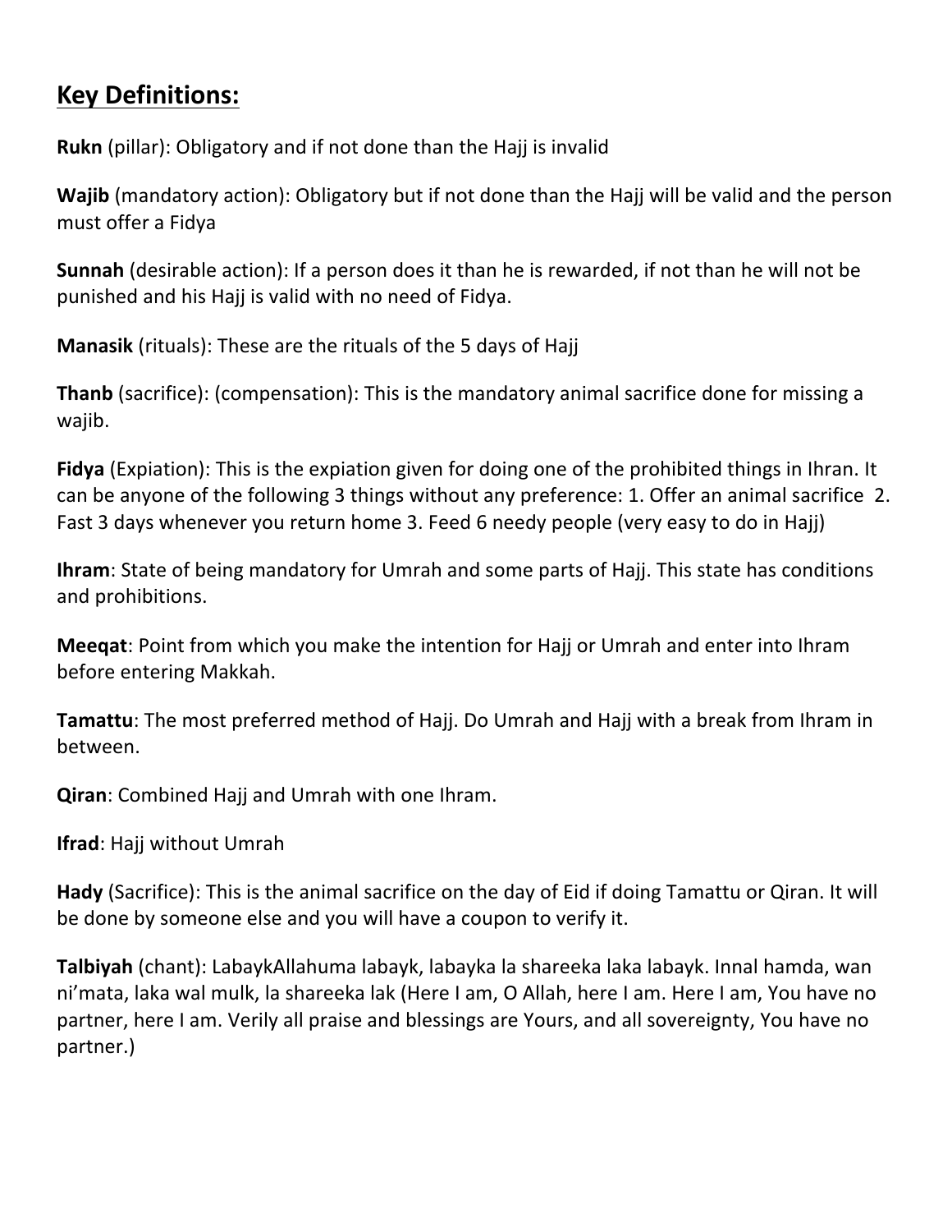## Key Definitions:

**Rukn** (pillar): Obligatory and if not done than the Hajj is invalid

**Wajib** (mandatory action): Obligatory but if not done than the Hajj will be valid and the person must offer a Fidya

**Sunnah** (desirable action): If a person does it than he is rewarded, if not than he will not be punished and his Hajj is valid with no need of Fidya.

**Manasik** (rituals): These are the rituals of the 5 days of Hajj

**Thanb** (sacrifice): (compensation): This is the mandatory animal sacrifice done for missing a wajib.

**Fidya** (Expiation): This is the expiation given for doing one of the prohibited things in Ihran. It can be anyone of the following 3 things without any preference: 1. Offer an animal sacrifice 2. Fast 3 days whenever you return home 3. Feed 6 needy people (very easy to do in Hajj)

**Ihram**: State of being mandatory for Umrah and some parts of Hajj. This state has conditions and prohibitions.

**Meeqat**: Point from which you make the intention for Hajj or Umrah and enter into Ihram before entering Makkah.

**Tamattu**: The most preferred method of Hajj. Do Umrah and Hajj with a break from Ihram in between.

**Qiran**: Combined Hajj and Umrah with one Ihram.

**Ifrad**: Hajj without Umrah

**Hady** (Sacrifice): This is the animal sacrifice on the day of Eid if doing Tamattu or Qiran. It will be done by someone else and you will have a coupon to verify it.

**Talbiyah** (chant): LabaykAllahuma labayk, labayka la shareeka laka labayk. Innal hamda, wan ni'mata, laka wal mulk, la shareeka lak (Here I am, O Allah, here I am. Here I am, You have no partner, here I am. Verily all praise and blessings are Yours, and all sovereignty, You have no partner.)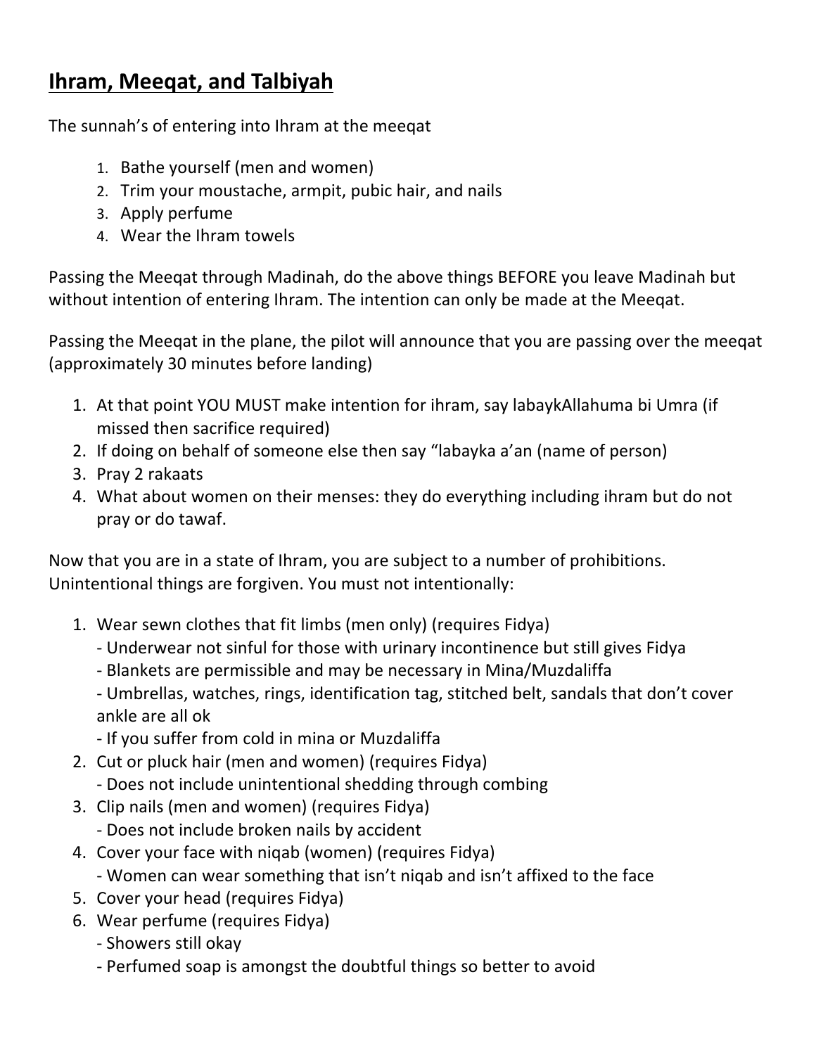# Ihram, Meeqat, and Talbiyah

The sunnah's of entering into Ihram at the meeqat

1. Bathe yourself (men and women)
2. Trim your moustache, armpit, pubic hair, and nails
3. Apply perfume
4. Wear the Ihram towels

Passing the Meeqat through Madinah, do the above things BEFORE you leave Madinah but without intention of entering Ihram. The intention can only be made at the Meeqat.

Passing the Meeqat in the plane, the pilot will announce that you are passing over the meeqat (approximately 30 minutes before landing)

1. At that point YOU MUST make intention for ihram, say labaykAllahuma bi Umra (if missed then sacrifice required)
2. If doing on behalf of someone else then say "labayka a'an (name of person)
3. Pray 2 rakaats
4. What about women on their menses: they do everything including ihram but do not pray or do tawaf.

Now that you are in a state of Ihram, you are subject to a number of prohibitions. Unintentional things are forgiven. You must not intentionally:

1. Wear sewn clothes that fit limbs (men only) (requires Fidya)
   - Underwear not sinful for those with urinary incontinence but still gives Fidya
   - Blankets are permissible and may be necessary in Mina/Muzdaliffa
   - Umbrellas, watches, rings, identification tag, stitched belt, sandals that don't cover ankle are all ok
   - If you suffer from cold in mina or Muzdaliffa
2. Cut or pluck hair (men and women) (requires Fidya)
   - Does not include unintentional shedding through combing
3. Clip nails (men and women) (requires Fidya)
   - Does not include broken nails by accident
4. Cover your face with niqab (women) (requires Fidya)
   - Women can wear something that isn't niqab and isn't affixed to the face
5. Cover your head (requires Fidya)
6. Wear perfume (requires Fidya)
   - Showers still okay
   - Perfumed soap is amongst the doubtful things so better to avoid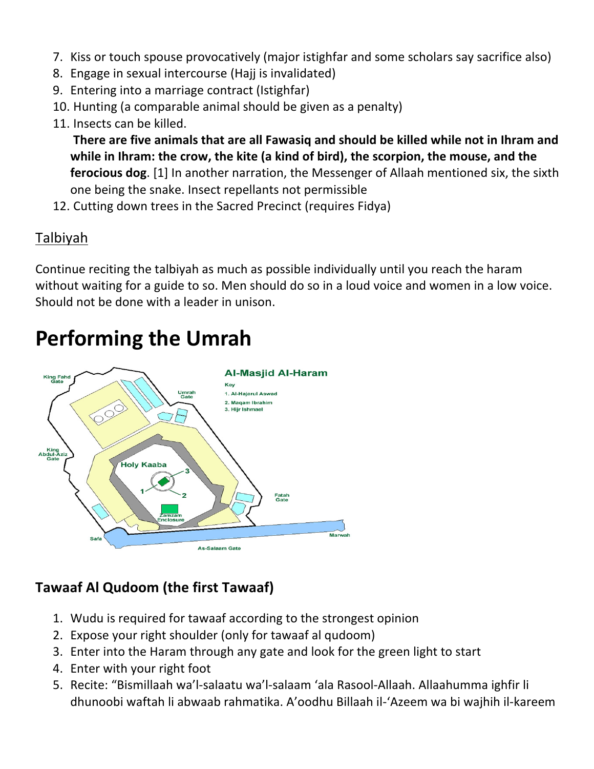7. Kiss or touch spouse provocatively (major istighfar and some scholars say sacrifice also)
8. Engage in sexual intercourse (Hajj is invalidated)
9. Entering into a marriage contract (Istighfar)
10. Hunting (a comparable animal should be given as a penalty)
11. Insects can be killed.
    **There are five animals that are all Fawasiq and should be killed while not in Ihram and while in Ihram: the crow, the kite (a kind of bird), the scorpion, the mouse, and the ferocious dog**. [1] In another narration, the Messenger of Allaah mentioned six, the sixth one being the snake. Insect repellants not permissible
12. Cutting down trees in the Sacred Precinct (requires Fidya)

## Talbiyah

Continue reciting the talbiyah as much as possible individually until you reach the haram without waiting for a guide to so. Men should do so in a loud voice and women in a low voice. Should not be done with a leader in unison.

# Performing the Umrah

### Tawaaf Al Qudoom (the first Tawaaf)

1. Wudu is required for tawaaf according to the strongest opinion
2. Expose your right shoulder (only for tawaaf al qudoom)
3. Enter into the Haram through any gate and look for the green light to start
4. Enter with your right foot
5. Recite: "Bismillaah wa'l-salaatu wa'l-salaam 'ala Rasool-Allaah. Allaahumma ighfir li dhunoobi waftah li abwaab rahmatika. A'oodhu Billaah il-'Azeem wa bi wajhih il-kareem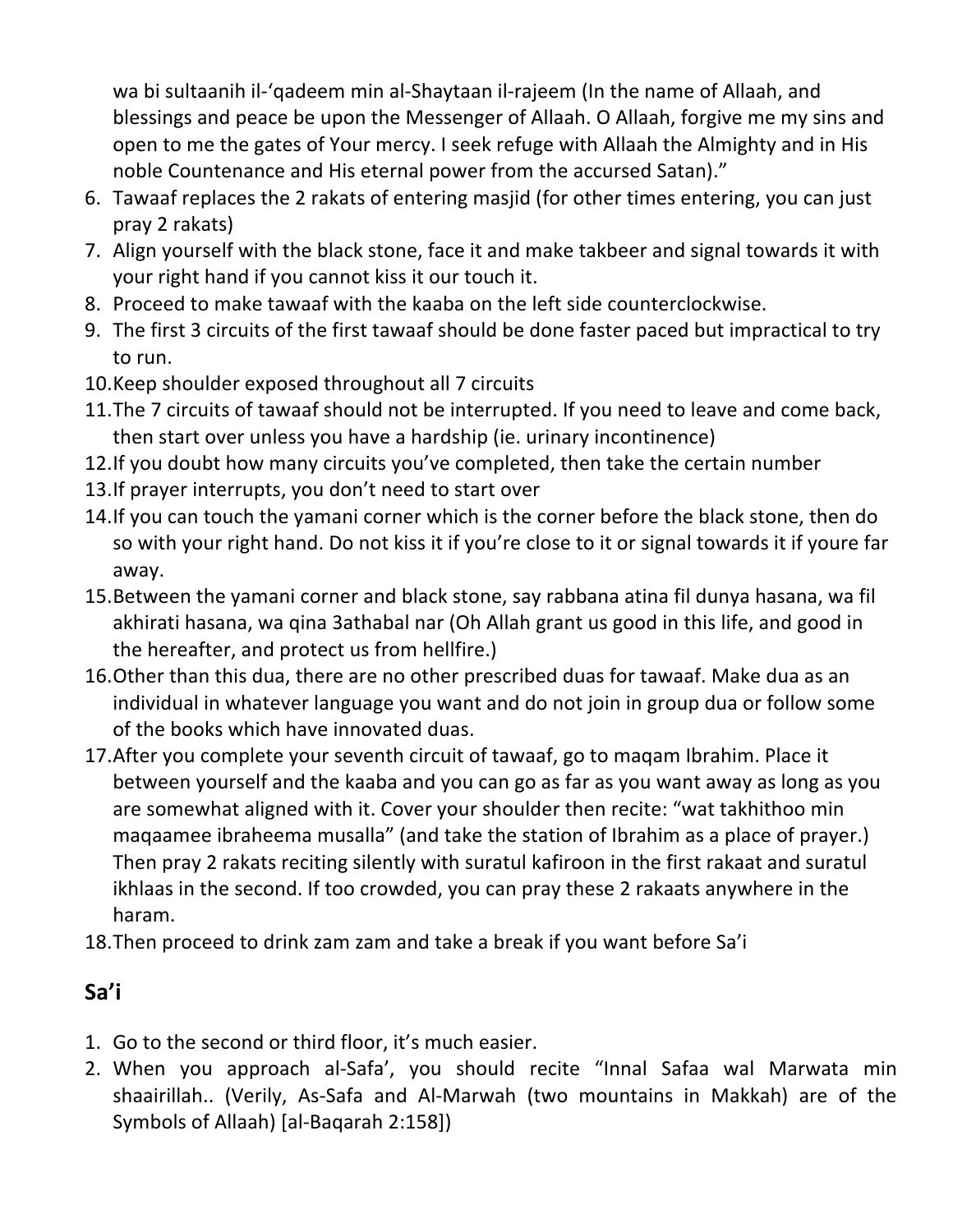wa bi sultaanih il-‘qadeem min al-Shaytaan il-rajeem (In the name of Allaah, and blessings and peace be upon the Messenger of Allaah. O Allaah, forgive me my sins and open to me the gates of Your mercy. I seek refuge with Allaah the Almighty and in His noble Countenance and His eternal power from the accursed Satan).”

6. Tawaaf replaces the 2 rakats of entering masjid (for other times entering, you can just pray 2 rakats)
7. Align yourself with the black stone, face it and make takbeer and signal towards it with your right hand if you cannot kiss it our touch it.
8. Proceed to make tawaaf with the kaaba on the left side counterclockwise.
9. The first 3 circuits of the first tawaaf should be done faster paced but impractical to try to run.
10. Keep shoulder exposed throughout all 7 circuits
11. The 7 circuits of tawaaf should not be interrupted. If you need to leave and come back, then start over unless you have a hardship (ie. urinary incontinence)
12. If you doubt how many circuits you’ve completed, then take the certain number
13. If prayer interrupts, you don’t need to start over
14. If you can touch the yamani corner which is the corner before the black stone, then do so with your right hand. Do not kiss it if you’re close to it or signal towards it if youre far away.
15. Between the yamani corner and black stone, say rabbana atina fil dunya hasana, wa fil akhirati hasana, wa qina 3athabal nar (Oh Allah grant us good in this life, and good in the hereafter, and protect us from hellfire.)
16. Other than this dua, there are no other prescribed duas for tawaaf. Make dua as an individual in whatever language you want and do not join in group dua or follow some of the books which have innovated duas.
17. After you complete your seventh circuit of tawaaf, go to maqam Ibrahim. Place it between yourself and the kaaba and you can go as far as you want away as long as you are somewhat aligned with it. Cover your shoulder then recite: “wat takhithoo min maqaamee ibraheema musalla” (and take the station of Ibrahim as a place of prayer.) Then pray 2 rakats reciting silently with suratul kafiroon in the first rakaat and suratul ikhlaas in the second. If too crowded, you can pray these 2 rakaats anywhere in the haram.
18. Then proceed to drink zam zam and take a break if you want before Sa’i

## Sa’i

1. Go to the second or third floor, it’s much easier.
2. When you approach al-Safa’, you should recite “Innal Safaa wal Marwata min shaairillah.. (Verily, As-Safa and Al-Marwah (two mountains in Makkah) are of the Symbols of Allaah) [al-Baqarah 2:158])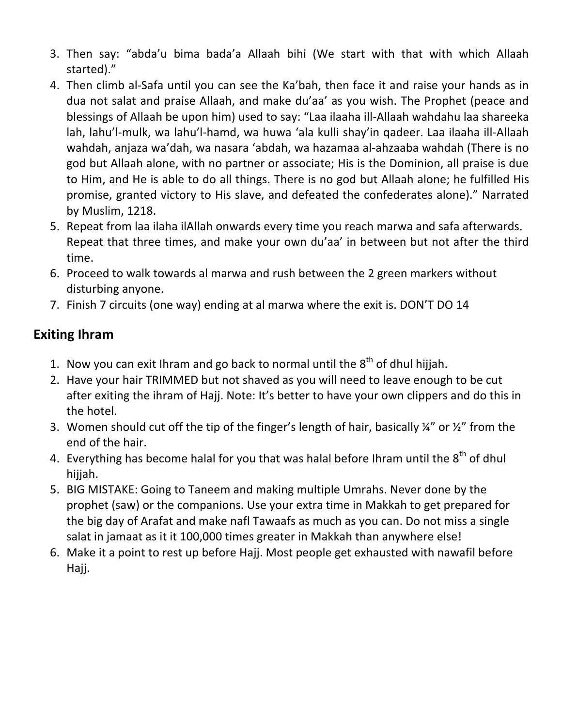3. Then say: "abda'u bima bada'a Allaah bihi (We start with that with which Allaah started)."
4. Then climb al-Safa until you can see the Ka'bah, then face it and raise your hands as in dua not salat and praise Allaah, and make du'aa' as you wish. The Prophet (peace and blessings of Allaah be upon him) used to say: "Laa ilaaha ill-Allaah wahdahu laa shareeka lah, lahu'l-mulk, wa lahu'l-hamd, wa huwa 'ala kulli shay'in qadeer. Laa ilaaha ill-Allaah wahdah, anjaza wa'dah, wa nasara 'abdah, wa hazamaa al-ahzaaba wahdah (There is no god but Allaah alone, with no partner or associate; His is the Dominion, all praise is due to Him, and He is able to do all things. There is no god but Allaah alone; he fulfilled His promise, granted victory to His slave, and defeated the confederates alone)." Narrated by Muslim, 1218.
5. Repeat from laa ilaha ilAllah onwards every time you reach marwa and safa afterwards. Repeat that three times, and make your own du'aa' in between but not after the third time.
6. Proceed to walk towards al marwa and rush between the 2 green markers without disturbing anyone.
7. Finish 7 circuits (one way) ending at al marwa where the exit is. DON'T DO 14

## Exiting Ihram

1. Now you can exit Ihram and go back to normal until the 8th of dhul hijjah.
2. Have your hair TRIMMED but not shaved as you will need to leave enough to be cut after exiting the ihram of Hajj. Note: It's better to have your own clippers and do this in the hotel.
3. Women should cut off the tip of the finger's length of hair, basically ¼" or ½" from the end of the hair.
4. Everything has become halal for you that was halal before Ihram until the 8th of dhul hijjah.
5. BIG MISTAKE: Going to Taneem and making multiple Umrahs. Never done by the prophet (saw) or the companions. Use your extra time in Makkah to get prepared for the big day of Arafat and make nafl Tawaafs as much as you can. Do not miss a single salat in jamaat as it it 100,000 times greater in Makkah than anywhere else!
6. Make it a point to rest up before Hajj. Most people get exhausted with nawafil before Hajj.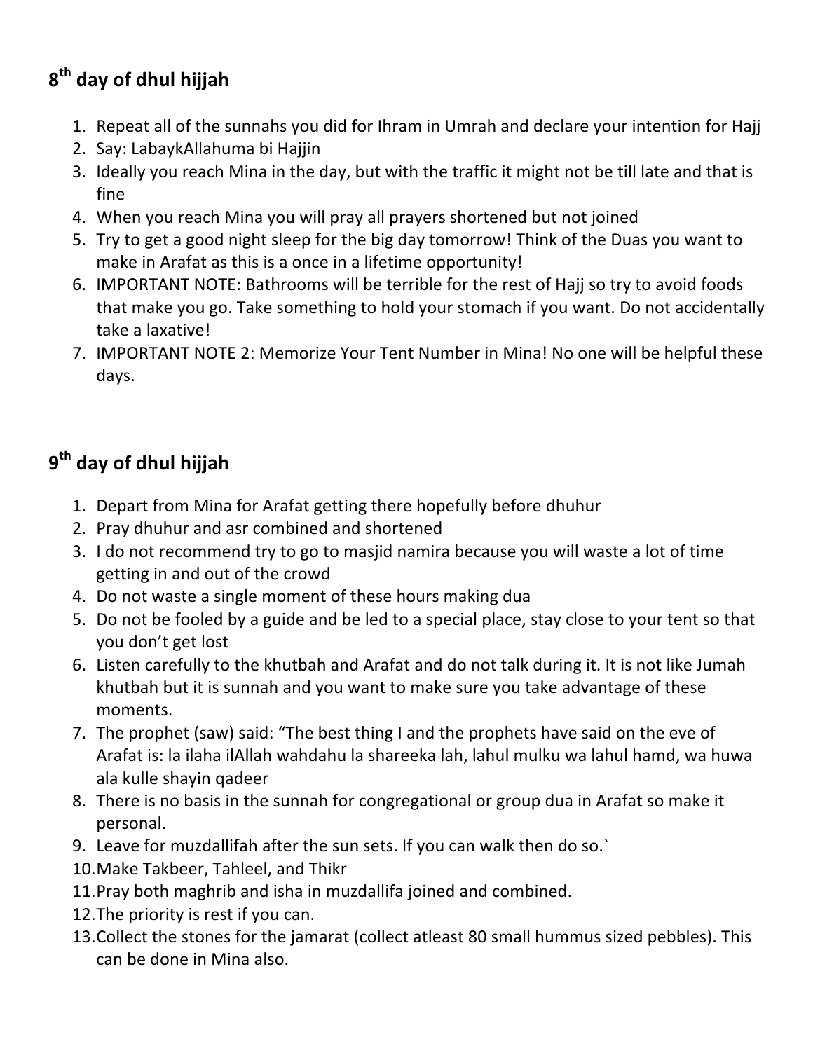## 8th day of dhul hijjah

1. Repeat all of the sunnahs you did for Ihram in Umrah and declare your intention for Hajj
2. Say: LabaykAllahuma bi Hajjin
3. Ideally you reach Mina in the day, but with the traffic it might not be till late and that is fine
4. When you reach Mina you will pray all prayers shortened but not joined
5. Try to get a good night sleep for the big day tomorrow! Think of the Duas you want to make in Arafat as this is a once in a lifetime opportunity!
6. IMPORTANT NOTE: Bathrooms will be terrible for the rest of Hajj so try to avoid foods that make you go. Take something to hold your stomach if you want. Do not accidentally take a laxative!
7. IMPORTANT NOTE 2: Memorize Your Tent Number in Mina! No one will be helpful these days.

## 9th day of dhul hijjah

1. Depart from Mina for Arafat getting there hopefully before dhuhur
2. Pray dhuhur and asr combined and shortened
3. I do not recommend try to go to masjid namira because you will waste a lot of time getting in and out of the crowd
4. Do not waste a single moment of these hours making dua
5. Do not be fooled by a guide and be led to a special place, stay close to your tent so that you don't get lost
6. Listen carefully to the khutbah and Arafat and do not talk during it. It is not like Jumah khutbah but it is sunnah and you want to make sure you take advantage of these moments.
7. The prophet (saw) said: "The best thing I and the prophets have said on the eve of Arafat is: la ilaha ilAllah wahdahu la shareeka lah, lahul mulku wa lahul hamd, wa huwa ala kulle shayin qadeer
8. There is no basis in the sunnah for congregational or group dua in Arafat so make it personal.
9. Leave for muzdallifah after the sun sets. If you can walk then do so.`
10. Make Takbeer, Tahleel, and Thikr
11. Pray both maghrib and isha in muzdallifa joined and combined.
12. The priority is rest if you can.
13. Collect the stones for the jamarat (collect atleast 80 small hummus sized pebbles). This can be done in Mina also.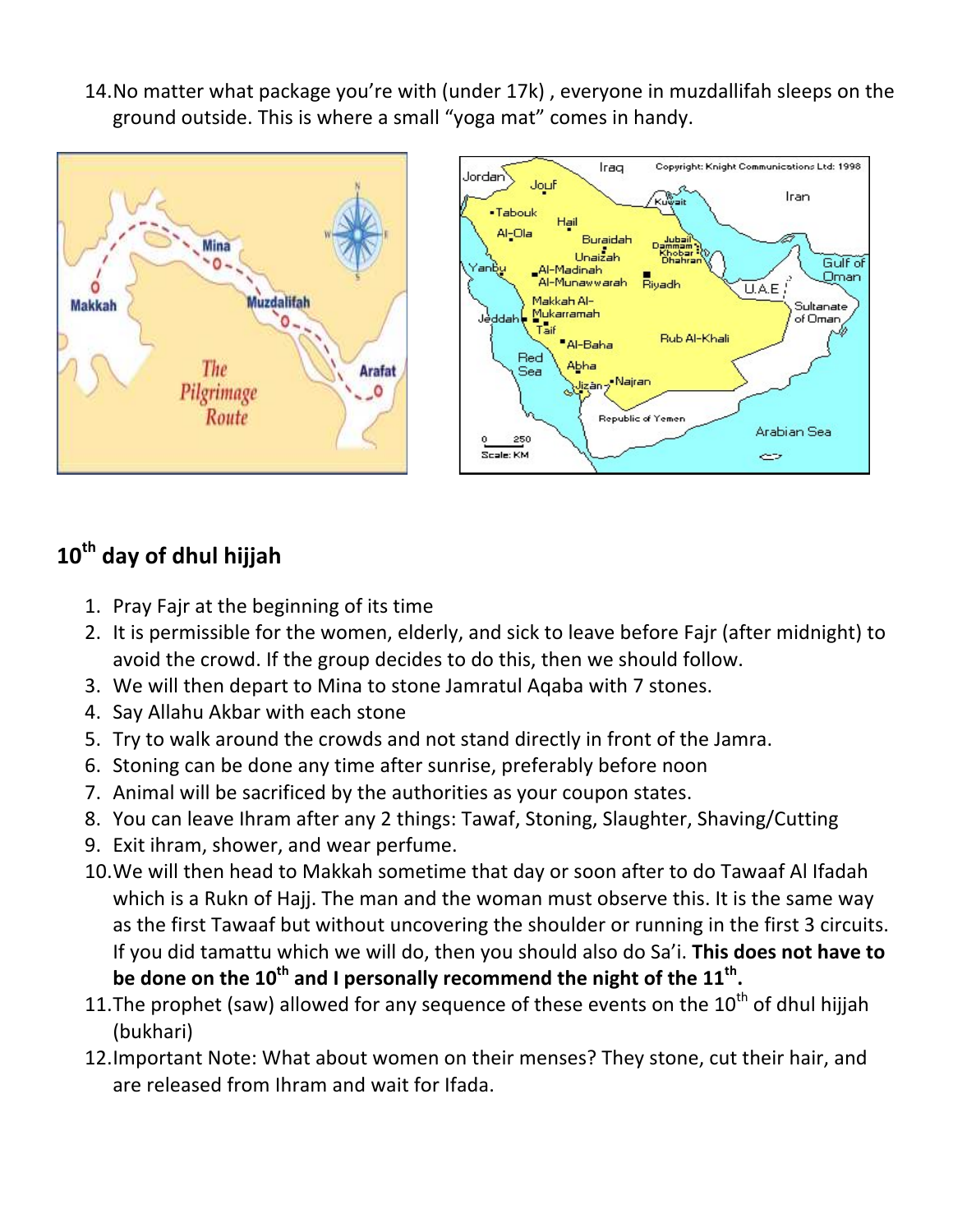14. No matter what package you're with (under 17k) , everyone in muzdallifah sleeps on the ground outside. This is where a small "yoga mat" comes in handy.

## 10th day of dhul hijjah

1. Pray Fajr at the beginning of its time
2. It is permissible for the women, elderly, and sick to leave before Fajr (after midnight) to avoid the crowd. If the group decides to do this, then we should follow.
3. We will then depart to Mina to stone Jamratul Aqaba with 7 stones.
4. Say Allahu Akbar with each stone
5. Try to walk around the crowds and not stand directly in front of the Jamra.
6. Stoning can be done any time after sunrise, preferably before noon
7. Animal will be sacrificed by the authorities as your coupon states.
8. You can leave Ihram after any 2 things: Tawaf, Stoning, Slaughter, Shaving/Cutting
9. Exit ihram, shower, and wear perfume.
10. We will then head to Makkah sometime that day or soon after to do Tawaaf Al Ifadah which is a Rukn of Hajj. The man and the woman must observe this. It is the same way as the first Tawaaf but without uncovering the shoulder or running in the first 3 circuits. If you did tamattu which we will do, then you should also do Sa'i. **This does not have to be done on the 10th and I personally recommend the night of the 11th.**
11. The prophet (saw) allowed for any sequence of these events on the 10th of dhul hijjah (bukhari)
12. Important Note: What about women on their menses? They stone, cut their hair, and are released from Ihram and wait for Ifada.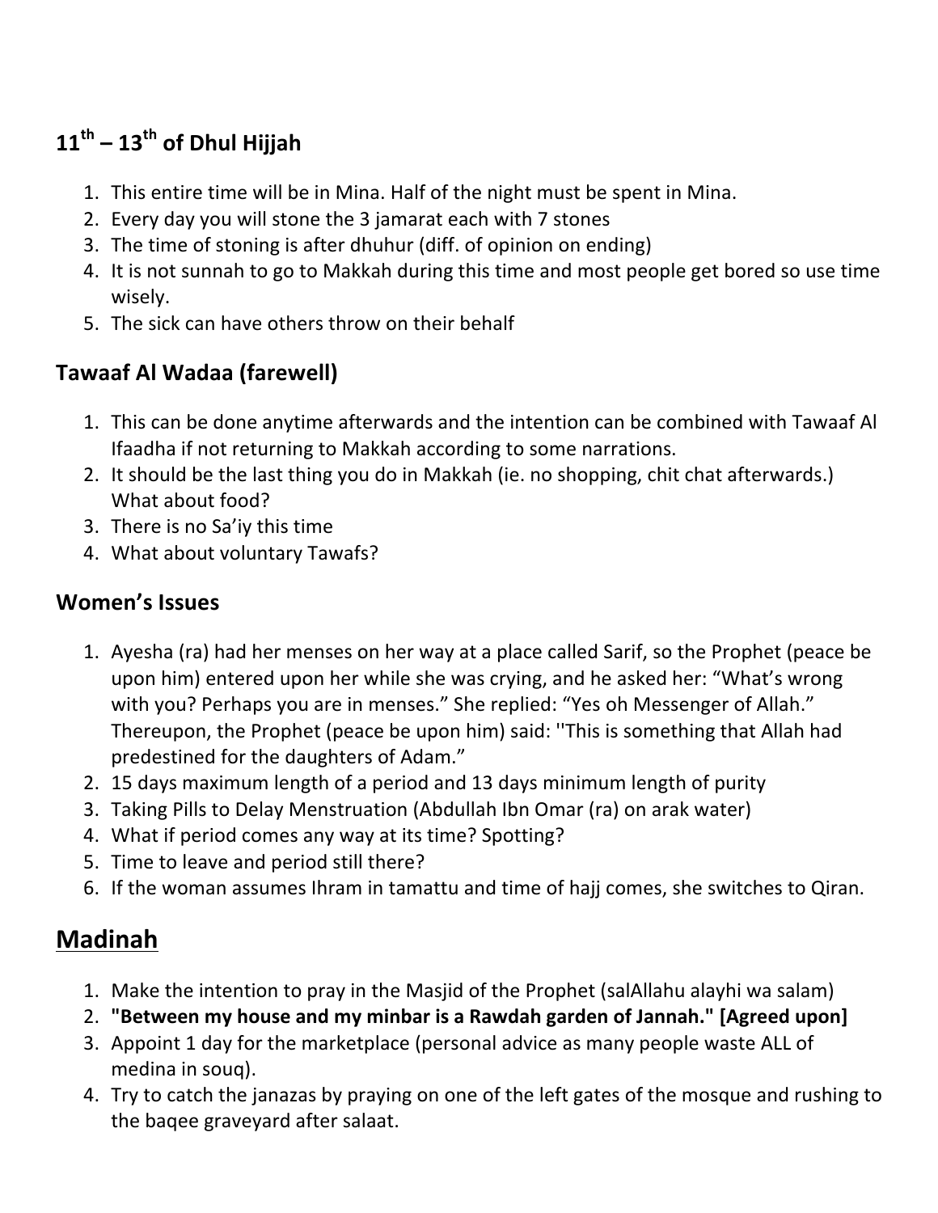## $11^{th}$ – $13^{th}$ of Dhul Hijjah

1. This entire time will be in Mina. Half of the night must be spent in Mina.
2. Every day you will stone the 3 jamarat each with 7 stones
3. The time of stoning is after dhuhur (diff. of opinion on ending)
4. It is not sunnah to go to Makkah during this time and most people get bored so use time wisely.
5. The sick can have others throw on their behalf

## Tawaaf Al Wadaa (farewell)

1. This can be done anytime afterwards and the intention can be combined with Tawaaf Al Ifaadha if not returning to Makkah according to some narrations.
2. It should be the last thing you do in Makkah (ie. no shopping, chit chat afterwards.) What about food?
3. There is no Sa'iy this time
4. What about voluntary Tawafs?

## Women's Issues

1. Ayesha (ra) had her menses on her way at a place called Sarif, so the Prophet (peace be upon him) entered upon her while she was crying, and he asked her: "What's wrong with you? Perhaps you are in menses." She replied: "Yes oh Messenger of Allah." Thereupon, the Prophet (peace be upon him) said: ''This is something that Allah had predestined for the daughters of Adam."
2. 15 days maximum length of a period and 13 days minimum length of purity
3. Taking Pills to Delay Menstruation (Abdullah Ibn Omar (ra) on arak water)
4. What if period comes any way at its time? Spotting?
5. Time to leave and period still there?
6. If the woman assumes Ihram in tamattu and time of hajj comes, she switches to Qiran.

# <u>Madinah</u>

1. Make the intention to pray in the Masjid of the Prophet (salAllahu alayhi wa salam)
2. **"Between my house and my minbar is a Rawdah garden of Jannah." [Agreed upon]**
3. Appoint 1 day for the marketplace (personal advice as many people waste ALL of medina in souq).
4. Try to catch the janazas by praying on one of the left gates of the mosque and rushing to the baqee graveyard after salaat.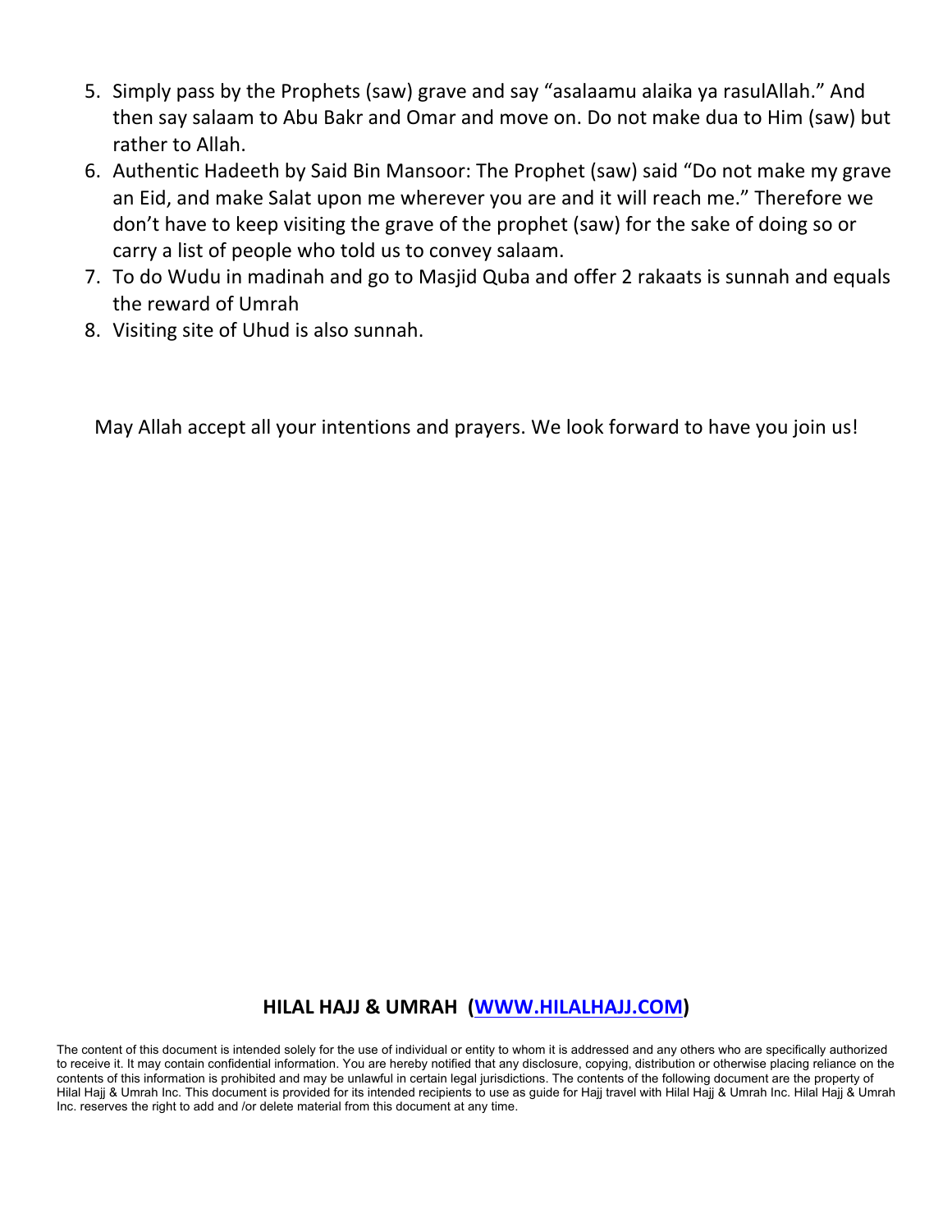5. Simply pass by the Prophets (saw) grave and say "asalaamu alaika ya rasulAllah." And then say salaam to Abu Bakr and Omar and move on. Do not make dua to Him (saw) but rather to Allah.
6. Authentic Hadeeth by Said Bin Mansoor: The Prophet (saw) said "Do not make my grave an Eid, and make Salat upon me wherever you are and it will reach me." Therefore we don't have to keep visiting the grave of the prophet (saw) for the sake of doing so or carry a list of people who told us to convey salaam.
7. To do Wudu in madinah and go to Masjid Quba and offer 2 rakaats is sunnah and equals the reward of Umrah
8. Visiting site of Uhud is also sunnah.

May Allah accept all your intentions and prayers. We look forward to have you join us!

**HILAL HAJJ & UMRAH ([WWW.HILALHAJJ.COM](http://WWW.HILALHAJJ.COM))**

The content of this document is intended solely for the use of individual or entity to whom it is addressed and any others who are specifically authorized to receive it. It may contain confidential information. You are hereby notified that any disclosure, copying, distribution or otherwise placing reliance on the contents of this information is prohibited and may be unlawful in certain legal jurisdictions. The contents of the following document are the property of Hilal Hajj & Umrah Inc. This document is provided for its intended recipients to use as guide for Hajj travel with Hilal Hajj & Umrah Inc. Hilal Hajj & Umrah Inc. reserves the right to add and /or delete material from this document at any time.